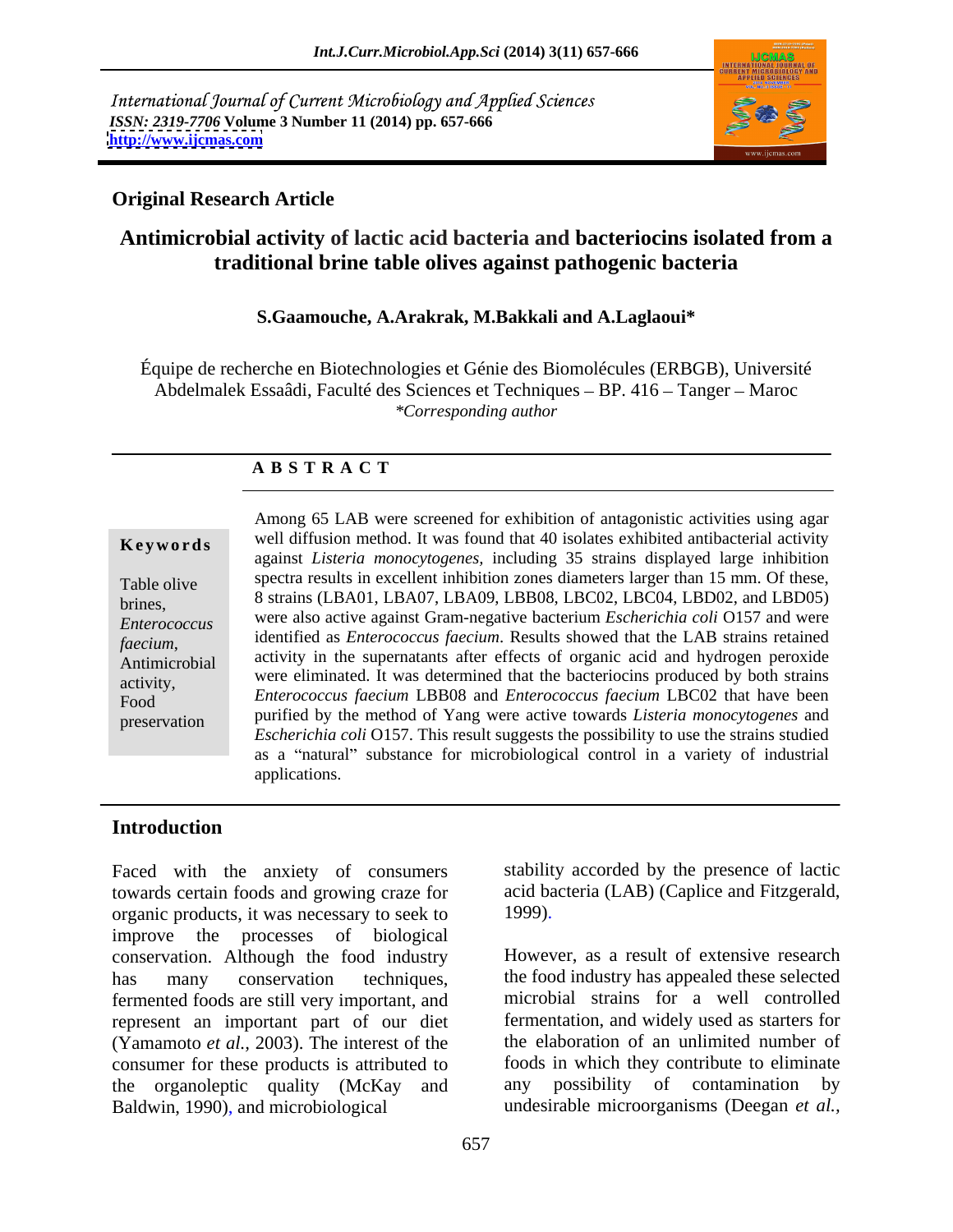International Journal of Current Microbiology and Applied Sciences
*ISSN: 2319-7706* **Volume 3 Number 11 (2014) pp. 657-666**
**http://www.ijcmas.com**

**Original Research Article**

# Antimicrobial activity of lactic acid bacteria and bacteriocins isolated from a traditional brine table olives against pathogenic bacteria

**S.Gaamouche, A.Arakrak, M.Bakkali and A.Laglaoui***

Équipe de recherche en Biotechnologies et Génie des Biomolécules (ERBGB), Université Abdelmalek Essaâdi, Faculté des Sciences et Techniques – BP. 416 – Tanger – Maroc
*\*Corresponding author*

## A B S T R A C T

**Keywords**

Table olive brines, *Enterococcus faecium*, Antimicrobial activity, Food preservation

Among 65 LAB were screened for exhibition of antagonistic activities using agar well diffusion method. It was found that 40 isolates exhibited antibacterial activity against *Listeria monocytogenes*, including 35 strains displayed large inhibition spectra results in excellent inhibition zones diameters larger than 15 mm. Of these, 8 strains (LBA01, LBA07, LBA09, LBB08, LBC02, LBC04, LBD02, and LBD05) were also active against Gram-negative bacterium *Escherichia coli* O157 and were identified as *Enterococcus faecium*. Results showed that the LAB strains retained activity in the supernatants after effects of organic acid and hydrogen peroxide were eliminated. It was determined that the bacteriocins produced by both strains *Enterococcus faecium* LBB08 and *Enterococcus faecium* LBC02 that have been purified by the method of Yang were active towards *Listeria monocytogenes* and *Escherichia coli* O157. This result suggests the possibility to use the strains studied as a "natural" substance for microbiological control in a variety of industrial applications.

## Introduction

Faced with the anxiety of consumers towards certain foods and growing craze for organic products, it was necessary to seek to improve the processes of biological conservation. Although the food industry has many conservation techniques, fermented foods are still very important, and represent an important part of our diet (Yamamoto *et al.,* 2003). The interest of the consumer for these products is attributed to the organoleptic quality (McKay and Baldwin, 1990), and microbiological stability accorded by the presence of lactic acid bacteria (LAB) (Caplice and Fitzgerald, 1999).

However, as a result of extensive research the food industry has appealed these selected microbial strains for a well controlled fermentation, and widely used as starters for the elaboration of an unlimited number of foods in which they contribute to eliminate any possibility of contamination by undesirable microorganisms (Deegan *et al.,*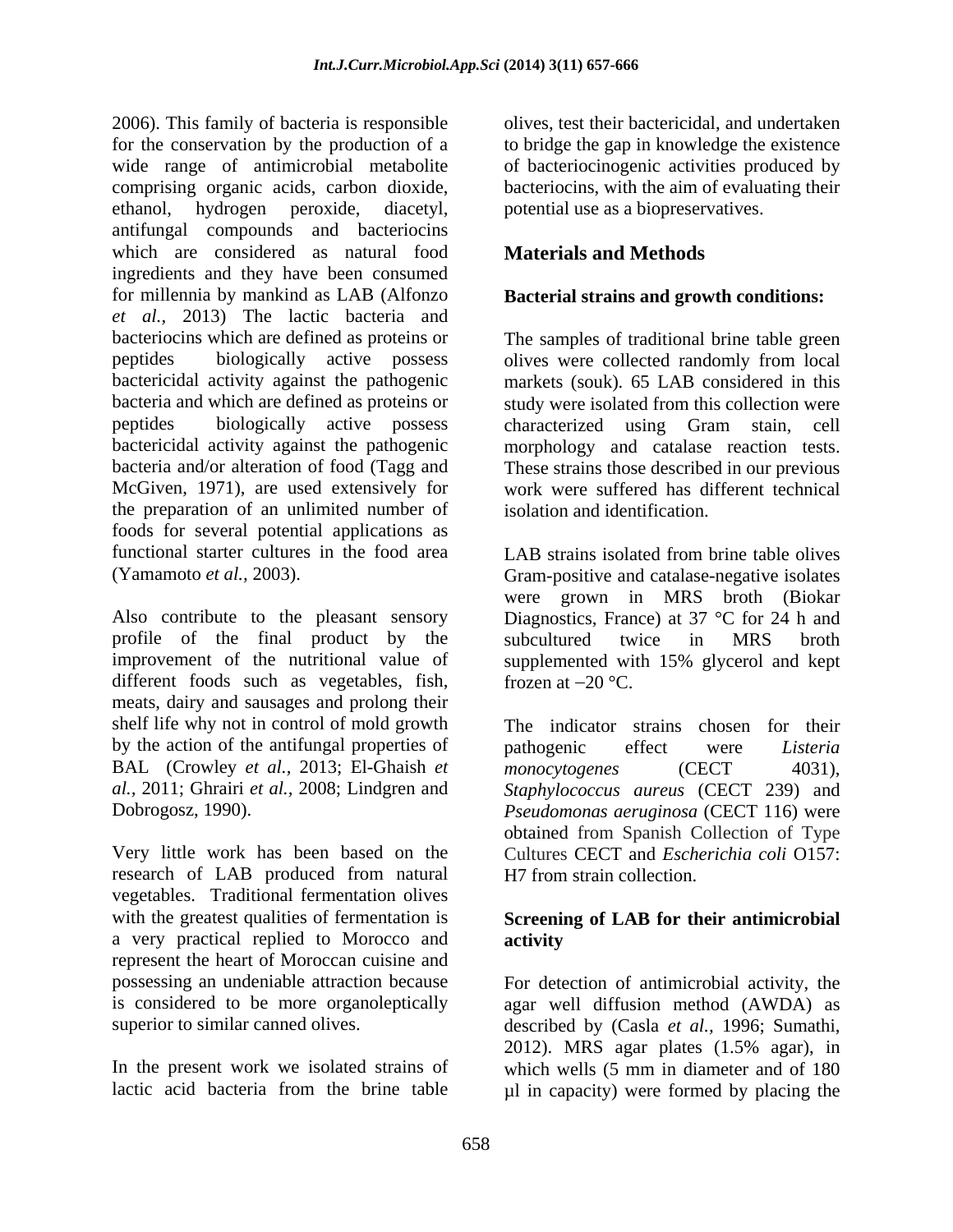2006). This family of bacteria is responsible for the conservation by the production of a wide range of antimicrobial metabolite comprising organic acids, carbon dioxide, ethanol, hydrogen peroxide, diacetyl, antifungal compounds and bacteriocins which are considered as natural food ingredients and they have been consumed for millennia by mankind as LAB (Alfonzo *et al.,* 2013) The lactic bacteria and bacteriocins which are defined as proteins or peptides biologically active possess bactericidal activity against the pathogenic bacteria and which are defined as proteins or peptides biologically active possess bactericidal activity against the pathogenic bacteria and/or alteration of food (Tagg and McGiven, 1971), are used extensively for the preparation of an unlimited number of foods for several potential applications as functional starter cultures in the food area (Yamamoto *et al.,* 2003).

Also contribute to the pleasant sensory profile of the final product by the improvement of the nutritional value of different foods such as vegetables, fish, meats, dairy and sausages and prolong their shelf life why not in control of mold growth by the action of the antifungal properties of BAL (Crowley *et al.,* 2013; El-Ghaish *et al.,* 2011; Ghrairi *et al.,* 2008; Lindgren and Dobrogosz, 1990).

Very little work has been based on the research of LAB produced from natural vegetables. Traditional fermentation olives with the greatest qualities of fermentation is a very practical replied to Morocco and represent the heart of Moroccan cuisine and possessing an undeniable attraction because is considered to be more organoleptically superior to similar canned olives.

In the present work we isolated strains of lactic acid bacteria from the brine table olives, test their bactericidal, and undertaken to bridge the gap in knowledge the existence of bacteriocinogenic activities produced by bacteriocins, with the aim of evaluating their potential use as a biopreservatives.

## Materials and Methods

### Bacterial strains and growth conditions:

The samples of traditional brine table green olives were collected randomly from local markets (souk). 65 LAB considered in this study were isolated from this collection were characterized using Gram stain, cell morphology and catalase reaction tests. These strains those described in our previous work were suffered has different technical isolation and identification.

LAB strains isolated from brine table olives Gram-positive and catalase-negative isolates were grown in MRS broth (Biokar Diagnostics, France) at 37 °C for 24 h and subcultured twice in MRS broth supplemented with 15% glycerol and kept frozen at −20 °C.

The indicator strains chosen for their pathogenic effect were *Listeria monocytogenes* (CECT 4031), *Staphylococcus aureus* (CECT 239) and *Pseudomonas aeruginosa* (CECT 116) were obtained from Spanish Collection of Type Cultures CECT and *Escherichia coli* O157: H7 from strain collection.

### Screening of LAB for their antimicrobial activity

For detection of antimicrobial activity, the agar well diffusion method (AWDA) as described by (Casla *et al.,* 1996; Sumathi, 2012). MRS agar plates (1.5% agar), in which wells (5 mm in diameter and of 180 µl in capacity) were formed by placing the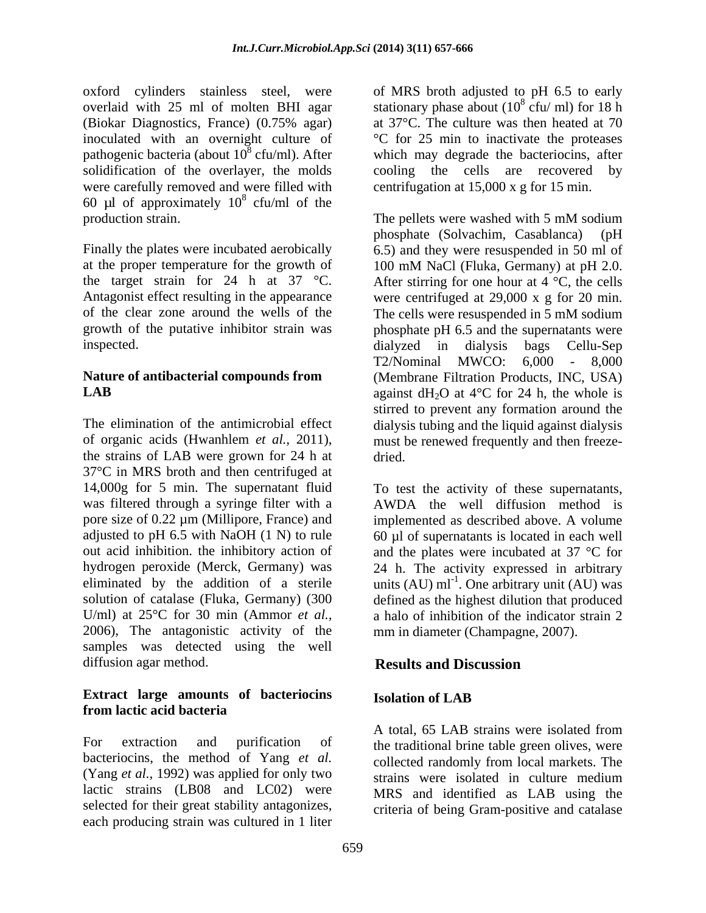oxford cylinders stainless steel, were overlaid with 25 ml of molten BHI agar (Biokar Diagnostics, France) (0.75% agar) inoculated with an overnight culture of pathogenic bacteria (about $10^8$ cfu/ml). After solidification of the overlayer, the molds were carefully removed and were filled with 60 µl of approximately $10^8$ cfu/ml of the production strain.

Finally the plates were incubated aerobically at the proper temperature for the growth of the target strain for 24 h at 37 °C. Antagonist effect resulting in the appearance of the clear zone around the wells of the growth of the putative inhibitor strain was inspected.

**Nature of antibacterial compounds from LAB**

The elimination of the antimicrobial effect of organic acids (Hwanhlem *et al.,* 2011), the strains of LAB were grown for 24 h at 37°C in MRS broth and then centrifuged at 14,000g for 5 min. The supernatant fluid was filtered through a syringe filter with a pore size of 0.22 µm (Millipore, France) and adjusted to pH 6.5 with NaOH (1 N) to rule out acid inhibition. the inhibitory action of hydrogen peroxide (Merck, Germany) was eliminated by the addition of a sterile solution of catalase (Fluka, Germany) (300 U/ml) at 25°C for 30 min (Ammor *et al.*, 2006), The antagonistic activity of the samples was detected using the well diffusion agar method.

**Extract large amounts of bacteriocins from lactic acid bacteria**

For extraction and purification of bacteriocins, the method of Yang *et al.* (Yang *et al.*, 1992) was applied for only two lactic strains (LB08 and LC02) were selected for their great stability antagonizes, each producing strain was cultured in 1 liter of MRS broth adjusted to pH 6.5 to early stationary phase about ($10^8$ cfu/ ml) for 18 h at 37°C. The culture was then heated at 70 °C for 25 min to inactivate the proteases which may degrade the bacteriocins, after cooling the cells are recovered by centrifugation at 15,000 x g for 15 min.

The pellets were washed with 5 mM sodium phosphate (Solvachim, Casablanca) (pH 6.5) and they were resuspended in 50 ml of 100 mM NaCl (Fluka, Germany) at pH 2.0. After stirring for one hour at 4 °C, the cells were centrifuged at 29,000 x g for 20 min. The cells were resuspended in 5 mM sodium phosphate pH 6.5 and the supernatants were dialyzed in dialysis bags Cellu-Sep T2/Nominal MWCO: 6,000 - 8,000 (Membrane Filtration Products, INC, USA) against $dH_2O$ at 4°C for 24 h, the whole is stirred to prevent any formation around the dialysis tubing and the liquid against dialysis must be renewed frequently and then freeze-dried.

To test the activity of these supernatants, AWDA the well diffusion method is implemented as described above. A volume 60 µl of supernatants is located in each well and the plates were incubated at 37 °C for 24 h. The activity expressed in arbitrary units (AU) $ml^{-1}$. One arbitrary unit (AU) was defined as the highest dilution that produced a halo of inhibition of the indicator strain 2 mm in diameter (Champagne, 2007).

## Results and Discussion

### Isolation of LAB

A total, 65 LAB strains were isolated from the traditional brine table green olives, were collected randomly from local markets. The strains were isolated in culture medium MRS and identified as LAB using the criteria of being Gram-positive and catalase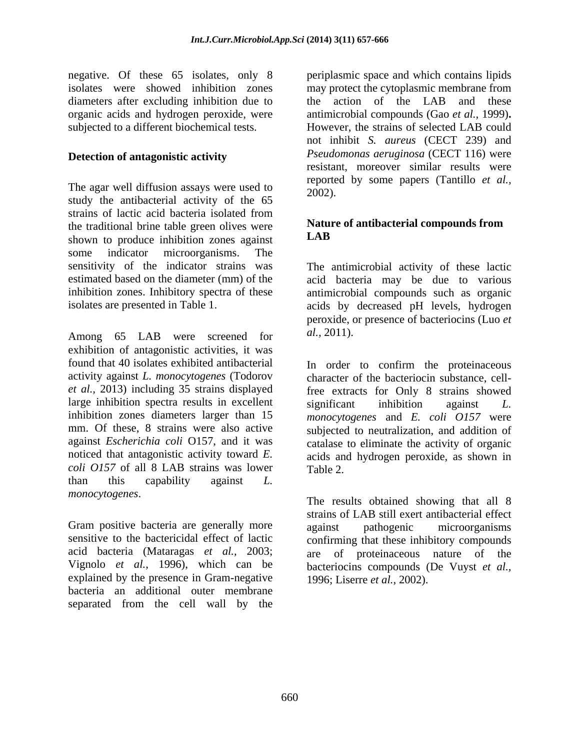negative. Of these 65 isolates, only 8 isolates were showed inhibition zones diameters after excluding inhibition due to organic acids and hydrogen peroxide, were subjected to a different biochemical tests.

## Detection of antagonistic activity

The agar well diffusion assays were used to study the antibacterial activity of the 65 strains of lactic acid bacteria isolated from the traditional brine table green olives were shown to produce inhibition zones against some indicator microorganisms. The sensitivity of the indicator strains was estimated based on the diameter (mm) of the inhibition zones. Inhibitory spectra of these isolates are presented in Table 1.

Among 65 LAB were screened for exhibition of antagonistic activities, it was found that 40 isolates exhibited antibacterial activity against *L. monocytogenes* (Todorov *et al.,* 2013) including 35 strains displayed large inhibition spectra results in excellent inhibition zones diameters larger than 15 mm. Of these, 8 strains were also active against *Escherichia coli* O157, and it was noticed that antagonistic activity toward *E. coli O157* of all 8 LAB strains was lower than this capability against *L. monocytogenes*.

Gram positive bacteria are generally more sensitive to the bactericidal effect of lactic acid bacteria (Mataragas *et al.,* 2003; Vignolo *et al.,* 1996), which can be explained by the presence in Gram-negative bacteria an additional outer membrane separated from the cell wall by the periplasmic space and which contains lipids may protect the cytoplasmic membrane from the action of the LAB and these antimicrobial compounds (Gao *et al.,* 1999). However, the strains of selected LAB could not inhibit *S. aureus* (CECT 239) and *Pseudomonas aeruginosa* (CECT 116) were resistant, moreover similar results were reported by some papers (Tantillo *et al.,* 2002).

## Nature of antibacterial compounds from LAB

The antimicrobial activity of these lactic acid bacteria may be due to various antimicrobial compounds such as organic acids by decreased pH levels, hydrogen peroxide, or presence of bacteriocins (Luo *et al.,* 2011).

In order to confirm the proteinaceous character of the bacteriocin substance, cell-free extracts for Only 8 strains showed significant inhibition against *L. monocytogenes* and *E. coli O157* were subjected to neutralization, and addition of catalase to eliminate the activity of organic acids and hydrogen peroxide, as shown in Table 2.

The results obtained showing that all 8 strains of LAB still exert antibacterial effect against pathogenic microorganisms confirming that these inhibitory compounds are of proteinaceous nature of the bacteriocins compounds (De Vuyst *et al.,* 1996; Liserre *et al.,* 2002).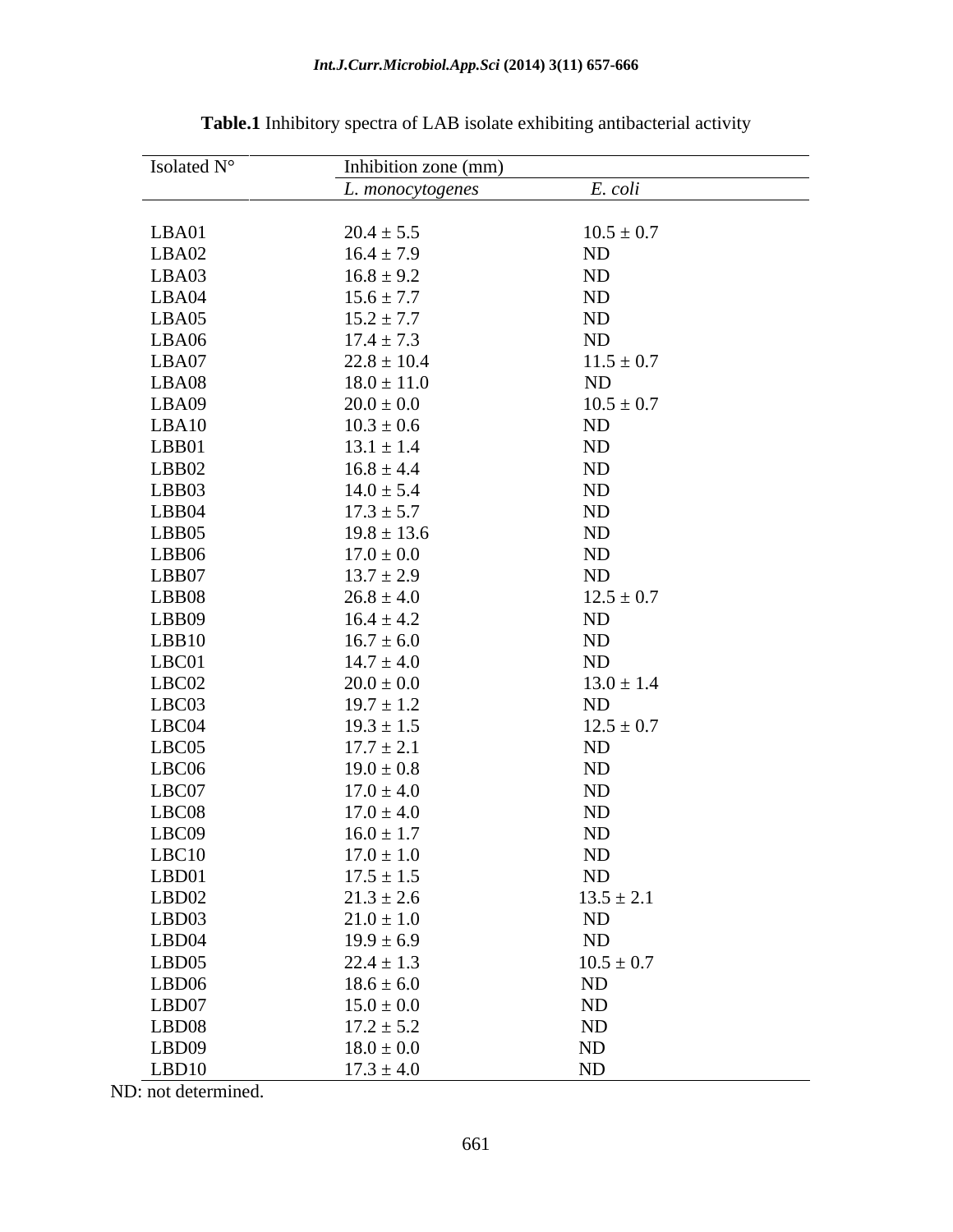**Table.1** Inhibitory spectra of LAB isolate exhibiting antibacterial activity

| Isolated N° | Inhibition zone (mm) | |
|---|---|---|
| | *L. monocytogenes* | *E. coli* |
| LBA01 | 20.4 ± 5.5 | 10.5 ± 0.7 |
| LBA02 | 16.4 ± 7.9 | ND |
| LBA03 | 16.8 ± 9.2 | ND |
| LBA04 | 15.6 ± 7.7 | ND |
| LBA05 | 15.2 ± 7.7 | ND |
| LBA06 | 17.4 ± 7.3 | ND |
| LBA07 | 22.8 ± 10.4 | 11.5 ± 0.7 |
| LBA08 | 18.0 ± 11.0 | ND |
| LBA09 | 20.0 ± 0.0 | 10.5 ± 0.7 |
| LBA10 | 10.3 ± 0.6 | ND |
| LBB01 | 13.1 ± 1.4 | ND |
| LBB02 | 16.8 ± 4.4 | ND |
| LBB03 | 14.0 ± 5.4 | ND |
| LBB04 | 17.3 ± 5.7 | ND |
| LBB05 | 19.8 ± 13.6 | ND |
| LBB06 | 17.0 ± 0.0 | ND |
| LBB07 | 13.7 ± 2.9 | ND |
| LBB08 | 26.8 ± 4.0 | 12.5 ± 0.7 |
| LBB09 | 16.4 ± 4.2 | ND |
| LBB10 | 16.7 ± 6.0 | ND |
| LBC01 | 14.7 ± 4.0 | ND |
| LBC02 | 20.0 ± 0.0 | 13.0 ± 1.4 |
| LBC03 | 19.7 ± 1.2 | ND |
| LBC04 | 19.3 ± 1.5 | 12.5 ± 0.7 |
| LBC05 | 17.7 ± 2.1 | ND |
| LBC06 | 19.0 ± 0.8 | ND |
| LBC07 | 17.0 ± 4.0 | ND |
| LBC08 | 17.0 ± 4.0 | ND |
| LBC09 | 16.0 ± 1.7 | ND |
| LBC10 | 17.0 ± 1.0 | ND |
| LBD01 | 17.5 ± 1.5 | ND |
| LBD02 | 21.3 ± 2.6 | 13.5 ± 2.1 |
| LBD03 | 21.0 ± 1.0 | ND |
| LBD04 | 19.9 ± 6.9 | ND |
| LBD05 | 22.4 ± 1.3 | 10.5 ± 0.7 |
| LBD06 | 18.6 ± 6.0 | ND |
| LBD07 | 15.0 ± 0.0 | ND |
| LBD08 | 17.2 ± 5.2 | ND |
| LBD09 | 18.0 ± 0.0 | ND |
| LBD10 | 17.3 ± 4.0 | ND |

ND: not determined.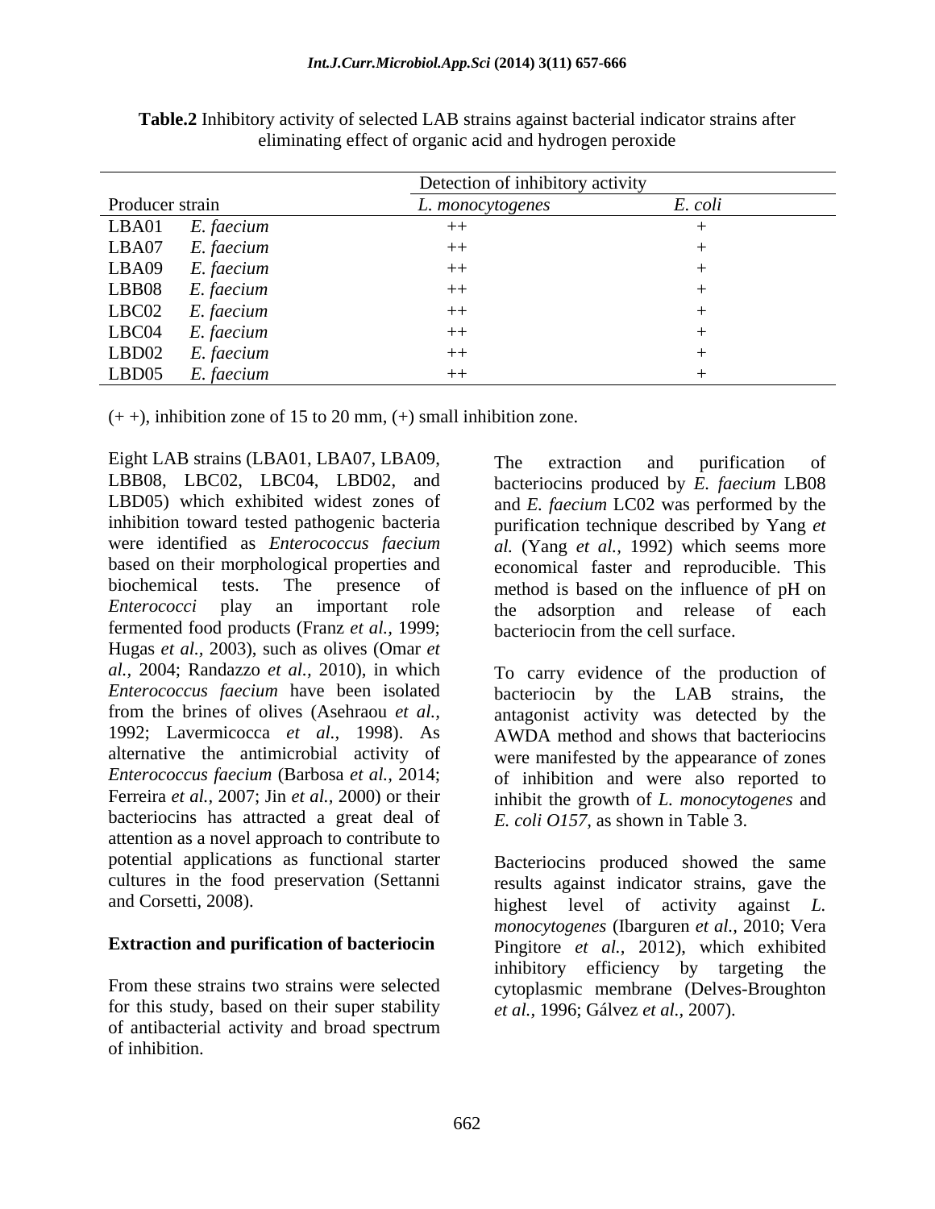**Table.2** Inhibitory activity of selected LAB strains against bacterial indicator strains after eliminating effect of organic acid and hydrogen peroxide

| Producer strain | | Detection of inhibitory activity | |
|---|---|---|---|
| | | *L. monocytogenes* | *E. coli* |
| LBA01 | *E. faecium* | ++ | + |
| LBA07 | *E. faecium* | ++ | + |
| LBA09 | *E. faecium* | ++ | + |
| LBB08 | *E. faecium* | ++ | + |
| LBC02 | *E. faecium* | ++ | + |
| LBC04 | *E. faecium* | ++ | + |
| LBD02 | *E. faecium* | ++ | + |
| LBD05 | *E. faecium* | ++ | + |

(+ +), inhibition zone of 15 to 20 mm, (+) small inhibition zone.

Eight LAB strains (LBA01, LBA07, LBA09, LBB08, LBC02, LBC04, LBD02, and LBD05) which exhibited widest zones of inhibition toward tested pathogenic bacteria were identified as *Enterococcus faecium* based on their morphological properties and biochemical tests. The presence of *Enterococci* play an important role fermented food products (Franz *et al.,* 1999; Hugas *et al.,* 2003), such as olives (Omar *et al.,* 2004; Randazzo *et al.,* 2010), in which *Enterococcus faecium* have been isolated from the brines of olives (Asehraou *et al.,* 1992; Lavermicocca *et al.,* 1998). As alternative the antimicrobial activity of *Enterococcus faecium* (Barbosa *et al.,* 2014; Ferreira *et al.,* 2007; Jin *et al.,* 2000) or their bacteriocins has attracted a great deal of attention as a novel approach to contribute to potential applications as functional starter cultures in the food preservation (Settanni and Corsetti, 2008).

**Extraction and purification of bacteriocin**

From these strains two strains were selected for this study, based on their super stability of antibacterial activity and broad spectrum of inhibition.

The extraction and purification of bacteriocins produced by *E. faecium* LB08 and *E. faecium* LC02 was performed by the purification technique described by Yang *et al.* (Yang *et al.,* 1992) which seems more economical faster and reproducible. This method is based on the influence of pH on the adsorption and release of each bacteriocin from the cell surface.

To carry evidence of the production of bacteriocin by the LAB strains, the antagonist activity was detected by the AWDA method and shows that bacteriocins were manifested by the appearance of zones of inhibition and were also reported to inhibit the growth of *L. monocytogenes* and *E. coli O157,* as shown in Table 3.

Bacteriocins produced showed the same results against indicator strains, gave the highest level of activity against *L. monocytogenes* (Ibarguren *et al.,* 2010; Vera Pingitore *et al.,* 2012), which exhibited inhibitory efficiency by targeting the cytoplasmic membrane (Delves-Broughton *et al.,* 1996; Gálvez *et al.,* 2007).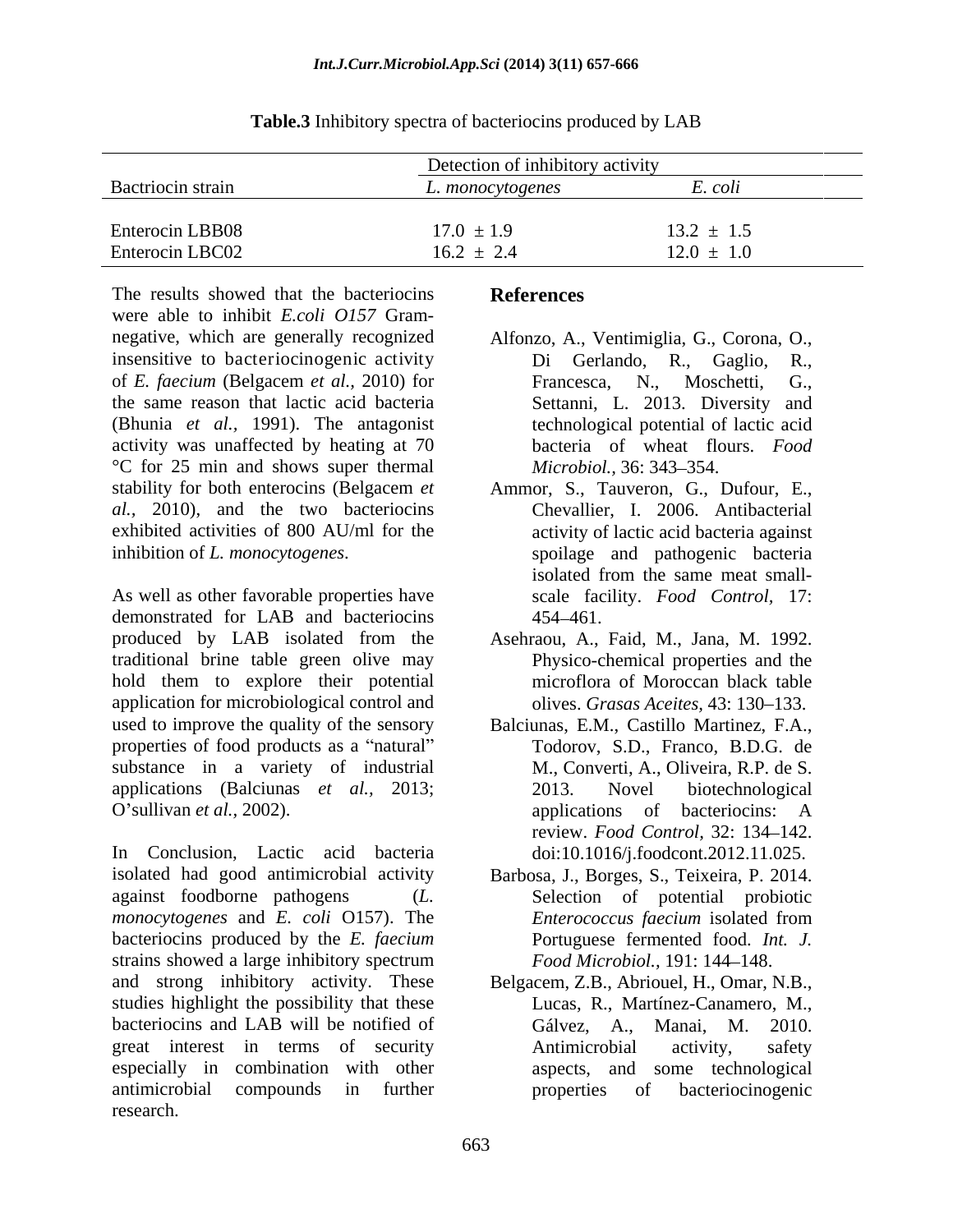**Table.3** Inhibitory spectra of bacteriocins produced by LAB

| Bactriocin strain | Detection of inhibitory activity | |
|---|---|---|
| | *L. monocytogenes* | *E. coli* |
| Enterocin LBB08 | 17.0 ± 1.9 | 13.2 ± 1.5 |
| Enterocin LBC02 | 16.2 ± 2.4 | 12.0 ± 1.0 |

The results showed that the bacteriocins were able to inhibit *E.coli O157* Gram-negative, which are generally recognized insensitive to bacteriocinogenic activity of *E. faecium* (Belgacem *et al.*, 2010) for the same reason that lactic acid bacteria (Bhunia *et al.,* 1991). The antagonist activity was unaffected by heating at 70 °C for 25 min and shows super thermal stability for both enterocins (Belgacem *et al.*, 2010), and the two bacteriocins exhibited activities of 800 AU/ml for the inhibition of *L. monocytogenes*.

As well as other favorable properties have demonstrated for LAB and bacteriocins produced by LAB isolated from the traditional brine table green olive may hold them to explore their potential application for microbiological control and used to improve the quality of the sensory properties of food products as a "natural" substance in a variety of industrial applications (Balciunas *et al.,* 2013; O'sullivan *et al.,* 2002).

In Conclusion, Lactic acid bacteria isolated had good antimicrobial activity against foodborne pathogens (*L. monocytogenes* and *E. coli* O157). The bacteriocins produced by the *E. faecium* strains showed a large inhibitory spectrum and strong inhibitory activity. These studies highlight the possibility that these bacteriocins and LAB will be notified of great interest in terms of security especially in combination with other antimicrobial compounds in further research.

## References

Alfonzo, A., Ventimiglia, G., Corona, O., Di Gerlando, R., Gaglio, R., Francesca, N., Moschetti, G., Settanni, L. 2013. Diversity and technological potential of lactic acid bacteria of wheat flours. *Food Microbiol.,* 36: 343–354.

Ammor, S., Tauveron, G., Dufour, E., Chevallier, I. 2006. Antibacterial activity of lactic acid bacteria against spoilage and pathogenic bacteria isolated from the same meat small-scale facility. *Food Control,* 17: 454–461.

Asehraou, A., Faid, M., Jana, M. 1992. Physico-chemical properties and the microflora of Moroccan black table olives. *Grasas Aceites,* 43: 130–133.

Balciunas, E.M., Castillo Martinez, F.A., Todorov, S.D., Franco, B.D.G. de M., Converti, A., Oliveira, R.P. de S. 2013. Novel biotechnological applications of bacteriocins: A review. *Food Control,* 32: 134–142. doi:10.1016/j.foodcont.2012.11.025.

Barbosa, J., Borges, S., Teixeira, P. 2014. Selection of potential probiotic *Enterococcus faecium* isolated from Portuguese fermented food. *Int. J. Food Microbiol.,* 191: 144–148.

Belgacem, Z.B., Abriouel, H., Omar, N.B., Lucas, R., Martínez-Canamero, M., Gálvez, A., Manai, M. 2010. Antimicrobial activity, safety aspects, and some technological properties of bacteriocinogenic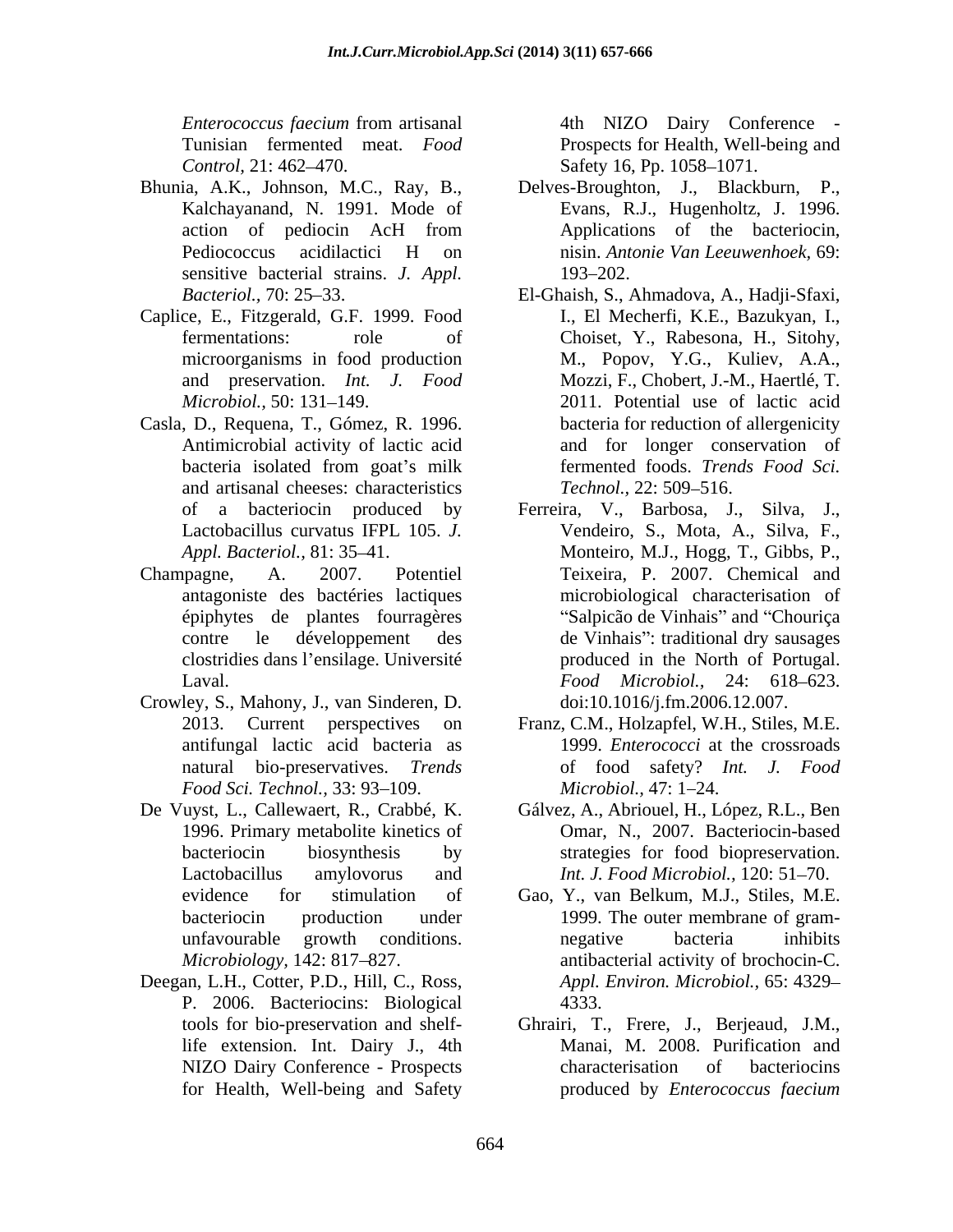*Enterococcus faecium* from artisanal Tunisian fermented meat. *Food Control,* 21: 462–470.

Bhunia, A.K., Johnson, M.C., Ray, B., Kalchayanand, N. 1991. Mode of action of pediocin AcH from Pediococcus acidilactici H on sensitive bacterial strains. *J. Appl. Bacteriol.,* 70: 25–33.

Caplice, E., Fitzgerald, G.F. 1999. Food fermentations: role of microorganisms in food production and preservation. *Int. J. Food Microbiol.,* 50: 131–149.

Casla, D., Requena, T., Gómez, R. 1996. Antimicrobial activity of lactic acid bacteria isolated from goat's milk and artisanal cheeses: characteristics of a bacteriocin produced by Lactobacillus curvatus IFPL 105. *J. Appl. Bacteriol.,* 81: 35–41.

Champagne, A. 2007. Potentiel antagoniste des bactéries lactiques épiphytes de plantes fourragères contre le développement des clostridies dans l'ensilage. Université Laval.

Crowley, S., Mahony, J., van Sinderen, D. 2013. Current perspectives on antifungal lactic acid bacteria as natural bio-preservatives. *Trends Food Sci. Technol.,* 33: 93–109.

De Vuyst, L., Callewaert, R., Crabbé, K. 1996. Primary metabolite kinetics of bacteriocin biosynthesis by Lactobacillus amylovorus and evidence for stimulation of bacteriocin production under unfavourable growth conditions. *Microbiology,* 142: 817–827.

Deegan, L.H., Cotter, P.D., Hill, C., Ross, P. 2006. Bacteriocins: Biological tools for bio-preservation and shelf-life extension. Int. Dairy J., 4th NIZO Dairy Conference - Prospects for Health, Well-being and Safety 4th NIZO Dairy Conference - Prospects for Health, Well-being and Safety 16, Pp. 1058–1071.

Delves-Broughton, J., Blackburn, P., Evans, R.J., Hugenholtz, J. 1996. Applications of the bacteriocin, nisin. *Antonie Van Leeuwenhoek,* 69: 193–202.

El-Ghaish, S., Ahmadova, A., Hadji-Sfaxi, I., El Mecherfi, K.E., Bazukyan, I., Choiset, Y., Rabesona, H., Sitohy, M., Popov, Y.G., Kuliev, A.A., Mozzi, F., Chobert, J.-M., Haertlé, T. 2011. Potential use of lactic acid bacteria for reduction of allergenicity and for longer conservation of fermented foods. *Trends Food Sci. Technol.,* 22: 509–516.

Ferreira, V., Barbosa, J., Silva, J., Vendeiro, S., Mota, A., Silva, F., Monteiro, M.J., Hogg, T., Gibbs, P., Teixeira, P. 2007. Chemical and microbiological characterisation of "Salpicão de Vinhais" and "Chouriça de Vinhais": traditional dry sausages produced in the North of Portugal. *Food Microbiol.,* 24: 618–623. doi:10.1016/j.fm.2006.12.007.

Franz, C.M., Holzapfel, W.H., Stiles, M.E. 1999. *Enterococci* at the crossroads of food safety? *Int. J. Food Microbiol.,* 47: 1–24.

Gálvez, A., Abriouel, H., López, R.L., Ben Omar, N., 2007. Bacteriocin-based strategies for food biopreservation. *Int. J. Food Microbiol.,* 120: 51–70.

Gao, Y., van Belkum, M.J., Stiles, M.E. 1999. The outer membrane of gram-negative bacteria inhibits antibacterial activity of brochocin-C. *Appl. Environ. Microbiol.,* 65: 4329–4333.

Ghrairi, T., Frere, J., Berjeaud, J.M., Manai, M. 2008. Purification and characterisation of bacteriocins produced by *Enterococcus faecium*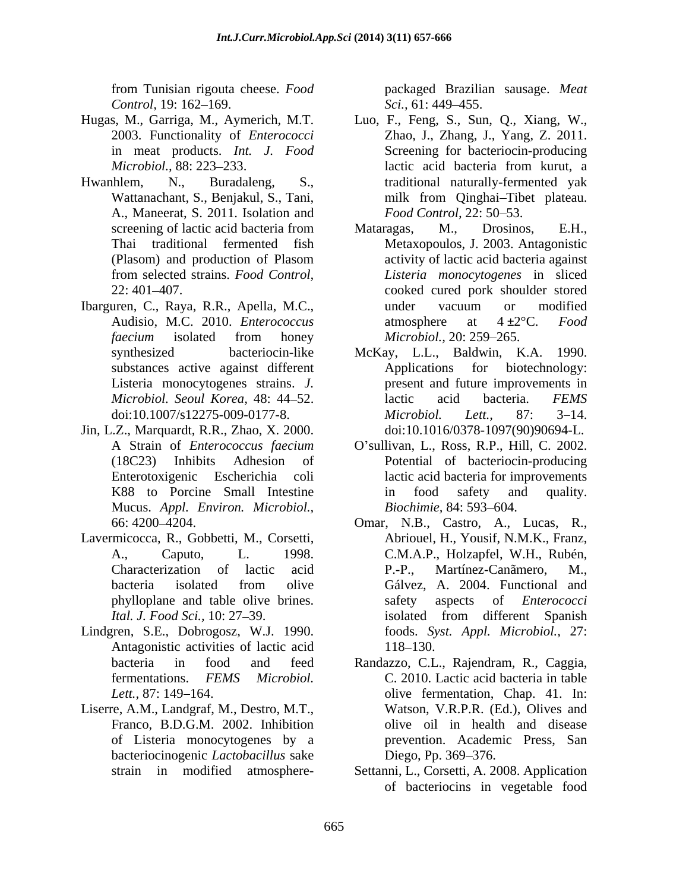from Tunisian rigouta cheese. *Food Control*, 19: 162–169.

Hugas, M., Garriga, M., Aymerich, M.T. 2003. Functionality of *Enterococci* in meat products. *Int. J. Food Microbiol.*, 88: 223–233.

Hwanhlem, N., Buradaleng, S., Wattanachant, S., Benjakul, S., Tani, A., Maneerat, S. 2011. Isolation and screening of lactic acid bacteria from Thai traditional fermented fish (Plasom) and production of Plasom from selected strains. *Food Control*, 22: 401–407.

Ibarguren, C., Raya, R.R., Apella, M.C., Audisio, M.C. 2010. *Enterococcus faecium* isolated from honey synthesized bacteriocin-like substances active against different Listeria monocytogenes strains. *J. Microbiol. Seoul Korea*, 48: 44–52. doi:10.1007/s12275-009-0177-8.

Jin, L.Z., Marquardt, R.R., Zhao, X. 2000. A Strain of *Enterococcus faecium* (18C23) Inhibits Adhesion of Enterotoxigenic Escherichia coli K88 to Porcine Small Intestine Mucus. *Appl. Environ. Microbiol.*, 66: 4200–4204.

Lavermicocca, R., Gobbetti, M., Corsetti, A., Caputo, L. 1998. Characterization of lactic acid bacteria isolated from olive phylloplane and table olive brines. *Ital. J. Food Sci.*, 10: 27–39.

Lindgren, S.E., Dobrogosz, W.J. 1990. Antagonistic activities of lactic acid bacteria in food and feed fermentations. *FEMS Microbiol. Lett.*, 87: 149–164.

Liserre, A.M., Landgraf, M., Destro, M.T., Franco, B.D.G.M. 2002. Inhibition of Listeria monocytogenes by a bacteriocinogenic *Lactobacillus* sake strain in modified atmosphere-packaged Brazilian sausage. *Meat Sci.*, 61: 449–455.

Luo, F., Feng, S., Sun, Q., Xiang, W., Zhao, J., Zhang, J., Yang, Z. 2011. Screening for bacteriocin-producing lactic acid bacteria from kurut, a traditional naturally-fermented yak milk from Qinghai–Tibet plateau. *Food Control*, 22: 50–53.

Mataragas, M., Drosinos, E.H., Metaxopoulos, J. 2003. Antagonistic activity of lactic acid bacteria against *Listeria monocytogenes* in sliced cooked cured pork shoulder stored under vacuum or modified atmosphere at 4 ±2°C. *Food Microbiol.*, 20: 259–265.

McKay, L.L., Baldwin, K.A. 1990. Applications for biotechnology: present and future improvements in lactic acid bacteria. *FEMS Microbiol. Lett.*, 87: 3–14. doi:10.1016/0378-1097(90)90694-L.

O'sullivan, L., Ross, R.P., Hill, C. 2002. Potential of bacteriocin-producing lactic acid bacteria for improvements in food safety and quality. *Biochimie*, 84: 593–604.

Omar, N.B., Castro, A., Lucas, R., Abriouel, H., Yousif, N.M.K., Franz, C.M.A.P., Holzapfel, W.H., Rubén, P.-P., Martínez-Canãmero, M., Gálvez, A. 2004. Functional and safety aspects of *Enterococci* isolated from different Spanish foods. *Syst. Appl. Microbiol.*, 27: 118–130.

Randazzo, C.L., Rajendram, R., Caggia, C. 2010. Lactic acid bacteria in table olive fermentation, Chap. 41. In: Watson, V.R.P.R. (Ed.), Olives and olive oil in health and disease prevention. Academic Press, San Diego, Pp. 369–376.

Settanni, L., Corsetti, A. 2008. Application of bacteriocins in vegetable food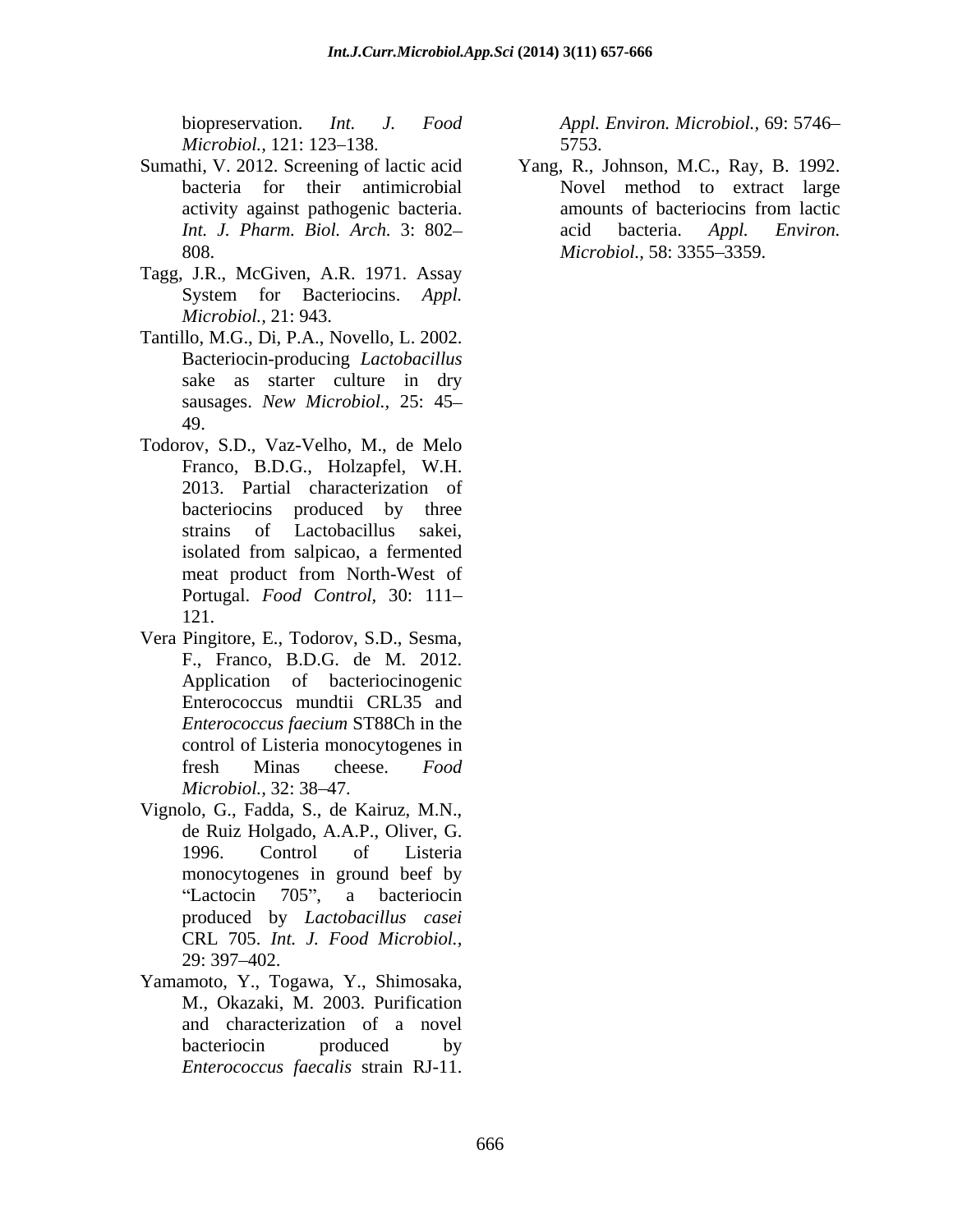biopreservation. *Int. J. Food Microbiol.,* 121: 123–138.

Sumathi, V. 2012. Screening of lactic acid bacteria for their antimicrobial activity against pathogenic bacteria. *Int. J. Pharm. Biol. Arch.* 3: 802–808.

Tagg, J.R., McGiven, A.R. 1971. Assay System for Bacteriocins. *Appl. Microbiol.,* 21: 943.

Tantillo, M.G., Di, P.A., Novello, L. 2002. Bacteriocin-producing *Lactobacillus* sake as starter culture in dry sausages. *New Microbiol.,* 25: 45–49.

Todorov, S.D., Vaz-Velho, M., de Melo Franco, B.D.G., Holzapfel, W.H. 2013. Partial characterization of bacteriocins produced by three strains of Lactobacillus sakei, isolated from salpicao, a fermented meat product from North-West of Portugal. *Food Control,* 30: 111–121.

Vera Pingitore, E., Todorov, S.D., Sesma, F., Franco, B.D.G. de M. 2012. Application of bacteriocinogenic Enterococcus mundtii CRL35 and *Enterococcus faecium* ST88Ch in the control of Listeria monocytogenes in fresh Minas cheese. *Food Microbiol.,* 32: 38–47.

Vignolo, G., Fadda, S., de Kairuz, M.N., de Ruiz Holgado, A.A.P., Oliver, G. 1996. Control of Listeria monocytogenes in ground beef by "Lactocin 705", a bacteriocin produced by *Lactobacillus casei* CRL 705. *Int. J. Food Microbiol.,* 29: 397–402.

Yamamoto, Y., Togawa, Y., Shimosaka, M., Okazaki, M. 2003. Purification and characterization of a novel bacteriocin produced by *Enterococcus faecalis* strain RJ-11. *Appl. Environ. Microbiol.,* 69: 5746–5753.

Yang, R., Johnson, M.C., Ray, B. 1992. Novel method to extract large amounts of bacteriocins from lactic acid bacteria. *Appl. Environ. Microbiol.,* 58: 3355–3359.